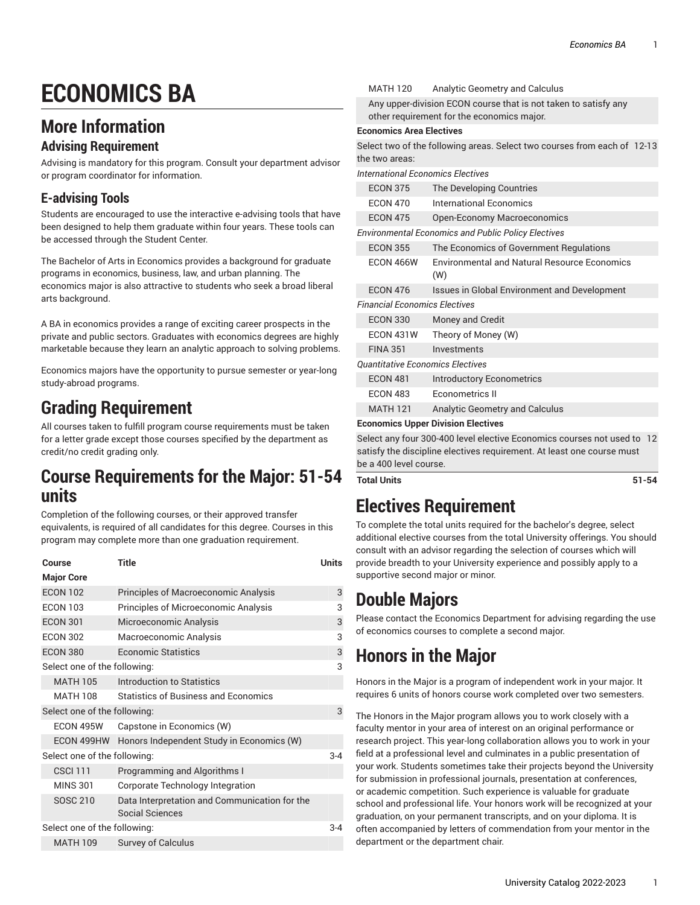# ECONOMICS BA

## More Information

### Advising Requirement

Advising is mandatory for this program. Consult your department advisor or program coordinator for information.

### E-advising Tools

Students are encouraged to use the interactive e-advising tools that have been designed to help them graduate within four years. These tools can be accessed through the Student Center.

The Bachelor of Arts in Economics provides a background for graduate programs in economics, business, law, and urban planning. The economics major is also attractive to students who seek a broad liberal arts background.

A BA in economics provides a range of exciting career prospects in the private and public sectors. Graduates with economics degrees are highly marketable because they learn an analytic approach to solving problems.

Economics majors have the opportunity to pursue semester or year-long study-abroad programs.

# Grading Requirement

All courses taken to fulfill program course requirements must be taken for a letter grade except those courses specified by the department as credit/no credit grading only.

# Course Requirements for the Major: 51-54 units

Completion of the following courses, or their approved transfer equivalents, is required of all candidates for this degree. Courses in this program may complete more than one graduation requirement.

| Course | Title | Units |
|---|---|---|
| **Major Core** | | |
| ECON 102 | Principles of Macroeconomic Analysis | 3 |
| ECON 103 | Principles of Microeconomic Analysis | 3 |
| ECON 301 | Microeconomic Analysis | 3 |
| ECON 302 | Macroeconomic Analysis | 3 |
| ECON 380 | Economic Statistics | 3 |
| Select one of the following: | | 3 |
| MATH 105 | Introduction to Statistics | |
| MATH 108 | Statistics of Business and Economics | |
| Select one of the following: | | 3 |
| ECON 495W | Capstone in Economics (W) | |
| ECON 499HW | Honors Independent Study in Economics (W) | |
| Select one of the following: | | 3-4 |
| CSCI 111 | Programming and Algorithms I | |
| MINS 301 | Corporate Technology Integration | |
| SOSC 210 | Data Interpretation and Communication for the Social Sciences | |
| Select one of the following: | | 3-4 |
| MATH 109 | Survey of Calculus | |
| MATH 120 | Analytic Geometry and Calculus | |
| Any upper-division ECON course that is not taken to satisfy any other requirement for the economics major. | | |
| **Economics Area Electives** | | |
| Select two of the following areas. Select two courses from each of the two areas: | | 12-13 |
| *International Economics Electives* | | |
| ECON 375 | The Developing Countries | |
| ECON 470 | International Economics | |
| ECON 475 | Open-Economy Macroeconomics | |
| *Environmental Economics and Public Policy Electives* | | |
| ECON 355 | The Economics of Government Regulations | |
| ECON 466W | Environmental and Natural Resource Economics (W) | |
| ECON 476 | Issues in Global Environment and Development | |
| *Financial Economics Electives* | | |
| ECON 330 | Money and Credit | |
| ECON 431W | Theory of Money (W) | |
| FINA 351 | Investments | |
| *Quantitative Economics Electives* | | |
| ECON 481 | Introductory Econometrics | |
| ECON 483 | Econometrics II | |
| MATH 121 | Analytic Geometry and Calculus | |
| **Economics Upper Division Electives** | | |
| Select any four 300-400 level elective Economics courses not used to satisfy the discipline electives requirement. At least one course must be a 400 level course. | | 12 |
| **Total Units** | | **51-54** |

# Electives Requirement

To complete the total units required for the bachelor's degree, select additional elective courses from the total University offerings. You should consult with an advisor regarding the selection of courses which will provide breadth to your University experience and possibly apply to a supportive second major or minor.

# Double Majors

Please contact the Economics Department for advising regarding the use of economics courses to complete a second major.

# Honors in the Major

Honors in the Major is a program of independent work in your major. It requires 6 units of honors course work completed over two semesters.

The Honors in the Major program allows you to work closely with a faculty mentor in your area of interest on an original performance or research project. This year-long collaboration allows you to work in your field at a professional level and culminates in a public presentation of your work. Students sometimes take their projects beyond the University for submission in professional journals, presentation at conferences, or academic competition. Such experience is valuable for graduate school and professional life. Your honors work will be recognized at your graduation, on your permanent transcripts, and on your diploma. It is often accompanied by letters of commendation from your mentor in the department or the department chair.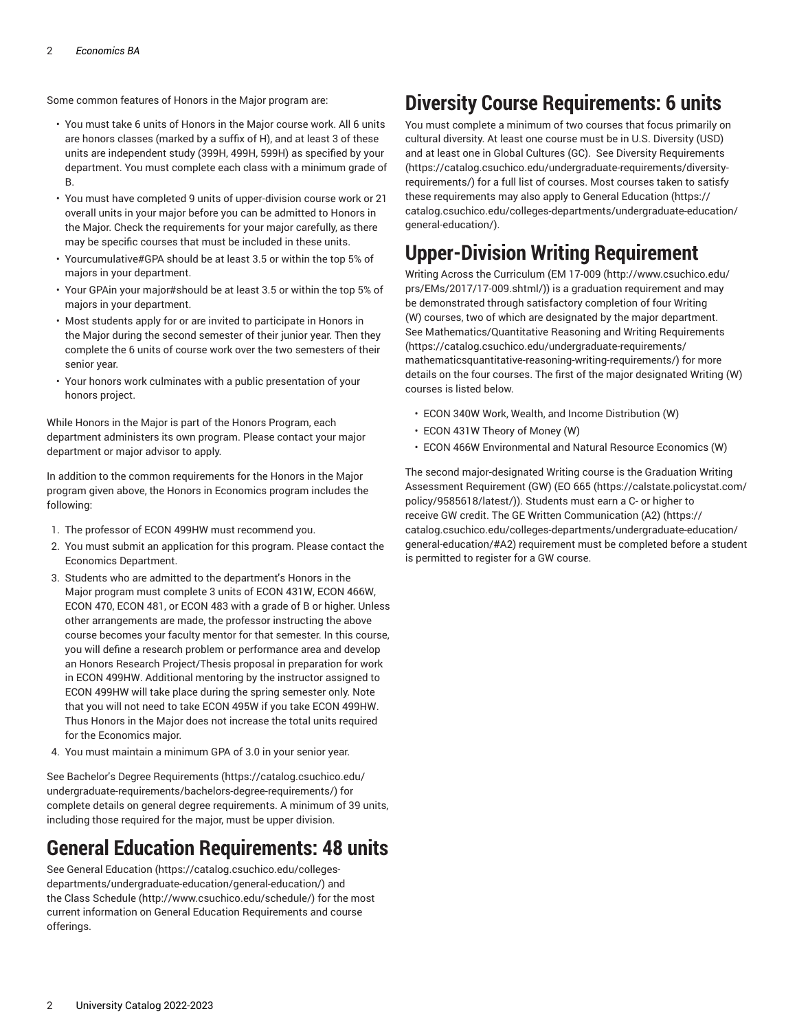Some common features of Honors in the Major program are:

- You must take 6 units of Honors in the Major course work. All 6 units are honors classes (marked by a suffix of H), and at least 3 of these units are independent study (399H, 499H, 599H) as specified by your department. You must complete each class with a minimum grade of B.
- You must have completed 9 units of upper-division course work or 21 overall units in your major before you can be admitted to Honors in the Major. Check the requirements for your major carefully, as there may be specific courses that must be included in these units.
- Yourcumulative#GPA should be at least 3.5 or within the top 5% of majors in your department.
- Your GPAin your major#should be at least 3.5 or within the top 5% of majors in your department.
- Most students apply for or are invited to participate in Honors in the Major during the second semester of their junior year. Then they complete the 6 units of course work over the two semesters of their senior year.
- Your honors work culminates with a public presentation of your honors project.

While Honors in the Major is part of the Honors Program, each department administers its own program. Please contact your major department or major advisor to apply.

In addition to the common requirements for the Honors in the Major program given above, the Honors in Economics program includes the following:

1. The professor of ECON 499HW must recommend you.
2. You must submit an application for this program. Please contact the Economics Department.
3. Students who are admitted to the department's Honors in the Major program must complete 3 units of ECON 431W, ECON 466W, ECON 470, ECON 481, or ECON 483 with a grade of B or higher. Unless other arrangements are made, the professor instructing the above course becomes your faculty mentor for that semester. In this course, you will define a research problem or performance area and develop an Honors Research Project/Thesis proposal in preparation for work in ECON 499HW. Additional mentoring by the instructor assigned to ECON 499HW will take place during the spring semester only. Note that you will not need to take ECON 495W if you take ECON 499HW. Thus Honors in the Major does not increase the total units required for the Economics major.
4. You must maintain a minimum GPA of 3.0 in your senior year.

See Bachelor's Degree Requirements (https://catalog.csuchico.edu/undergraduate-requirements/bachelors-degree-requirements/) for complete details on general degree requirements. A minimum of 39 units, including those required for the major, must be upper division.

# General Education Requirements: 48 units

See General Education (https://catalog.csuchico.edu/colleges-departments/undergraduate-education/general-education/) and the Class Schedule (http://www.csuchico.edu/schedule/) for the most current information on General Education Requirements and course offerings.

# Diversity Course Requirements: 6 units

You must complete a minimum of two courses that focus primarily on cultural diversity. At least one course must be in U.S. Diversity (USD) and at least one in Global Cultures (GC). See Diversity Requirements (https://catalog.csuchico.edu/undergraduate-requirements/diversity-requirements/) for a full list of courses. Most courses taken to satisfy these requirements may also apply to General Education (https://catalog.csuchico.edu/colleges-departments/undergraduate-education/general-education/).

# Upper-Division Writing Requirement

Writing Across the Curriculum (EM 17-009 (http://www.csuchico.edu/prs/EMs/2017/17-009.shtml/)) is a graduation requirement and may be demonstrated through satisfactory completion of four Writing (W) courses, two of which are designated by the major department. See Mathematics/Quantitative Reasoning and Writing Requirements (https://catalog.csuchico.edu/undergraduate-requirements/mathematicsquantitative-reasoning-writing-requirements/) for more details on the four courses. The first of the major designated Writing (W) courses is listed below.

- ECON 340W Work, Wealth, and Income Distribution (W)
- ECON 431W Theory of Money (W)
- ECON 466W Environmental and Natural Resource Economics (W)

The second major-designated Writing course is the Graduation Writing Assessment Requirement (GW) (EO 665 (https://calstate.policystat.com/policy/9585618/latest/)). Students must earn a C- or higher to receive GW credit. The GE Written Communication (A2) (https://catalog.csuchico.edu/colleges-departments/undergraduate-education/general-education/#A2) requirement must be completed before a student is permitted to register for a GW course.